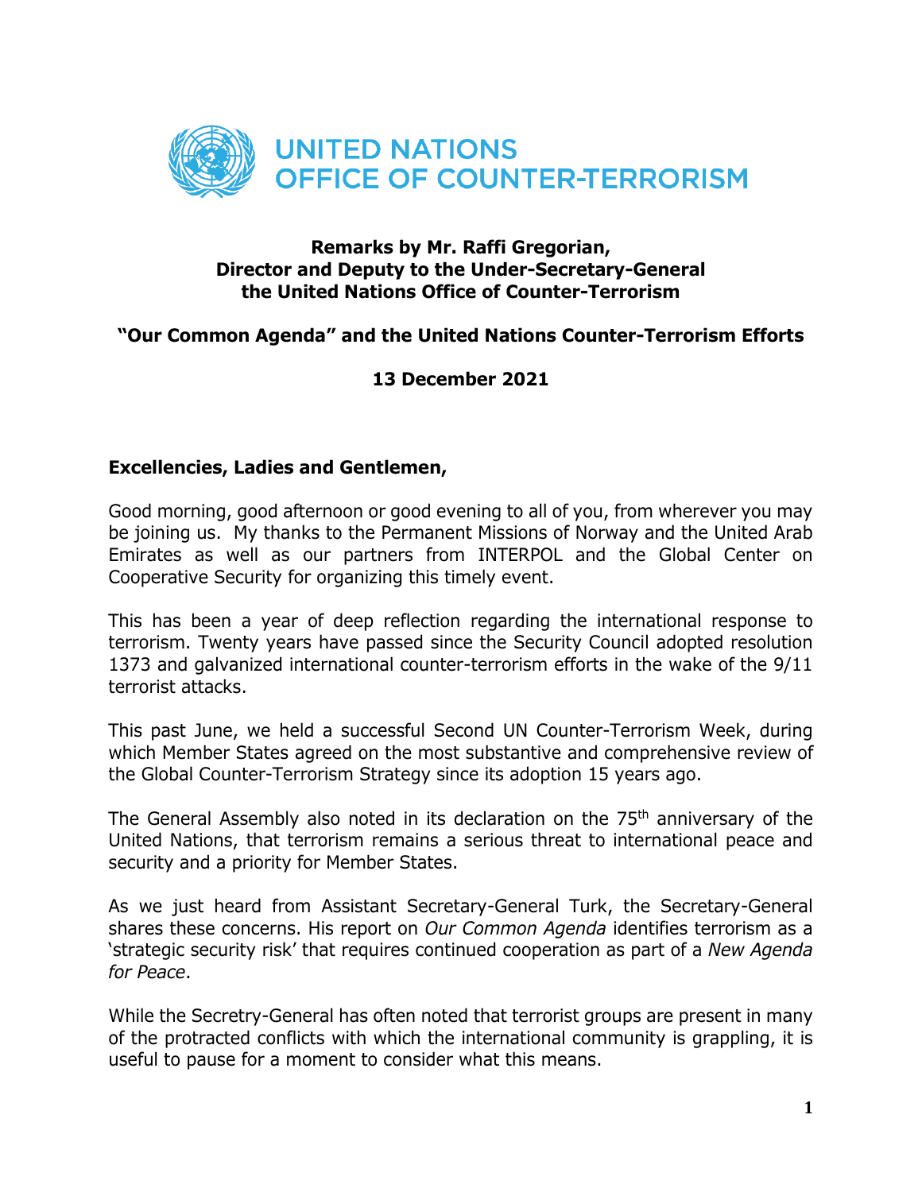UNITED NATIONS
OFFICE OF COUNTER-TERRORISM

**Remarks by Mr. Raffi Gregorian,**
**Director and Deputy to the Under-Secretary-General**
**the United Nations Office of Counter-Terrorism**

## "Our Common Agenda" and the United Nations Counter-Terrorism Efforts

**13 December 2021**

**Excellencies, Ladies and Gentlemen,**

Good morning, good afternoon or good evening to all of you, from wherever you may be joining us. My thanks to the Permanent Missions of Norway and the United Arab Emirates as well as our partners from INTERPOL and the Global Center on Cooperative Security for organizing this timely event.

This has been a year of deep reflection regarding the international response to terrorism. Twenty years have passed since the Security Council adopted resolution 1373 and galvanized international counter-terrorism efforts in the wake of the 9/11 terrorist attacks.

This past June, we held a successful Second UN Counter-Terrorism Week, during which Member States agreed on the most substantive and comprehensive review of the Global Counter-Terrorism Strategy since its adoption 15 years ago.

The General Assembly also noted in its declaration on the 75th anniversary of the United Nations, that terrorism remains a serious threat to international peace and security and a priority for Member States.

As we just heard from Assistant Secretary-General Turk, the Secretary-General shares these concerns. His report on *Our Common Agenda* identifies terrorism as a 'strategic security risk' that requires continued cooperation as part of a *New Agenda for Peace*.

While the Secretry-General has often noted that terrorist groups are present in many of the protracted conflicts with which the international community is grappling, it is useful to pause for a moment to consider what this means.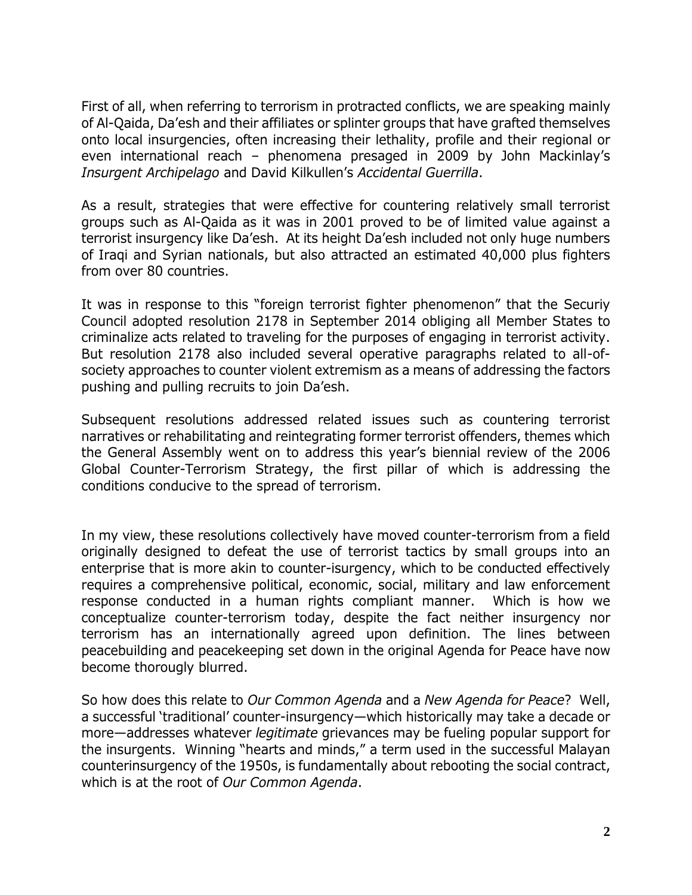First of all, when referring to terrorism in protracted conflicts, we are speaking mainly of Al-Qaida, Da'esh and their affiliates or splinter groups that have grafted themselves onto local insurgencies, often increasing their lethality, profile and their regional or even international reach – phenomena presaged in 2009 by John Mackinlay's *Insurgent Archipelago* and David Kilkullen's *Accidental Guerrilla*.

As a result, strategies that were effective for countering relatively small terrorist groups such as Al-Qaida as it was in 2001 proved to be of limited value against a terrorist insurgency like Da'esh. At its height Da'esh included not only huge numbers of Iraqi and Syrian nationals, but also attracted an estimated 40,000 plus fighters from over 80 countries.

It was in response to this "foreign terrorist fighter phenomenon" that the Securiy Council adopted resolution 2178 in September 2014 obliging all Member States to criminalize acts related to traveling for the purposes of engaging in terrorist activity. But resolution 2178 also included several operative paragraphs related to all-of-society approaches to counter violent extremism as a means of addressing the factors pushing and pulling recruits to join Da'esh.

Subsequent resolutions addressed related issues such as countering terrorist narratives or rehabilitating and reintegrating former terrorist offenders, themes which the General Assembly went on to address this year's biennial review of the 2006 Global Counter-Terrorism Strategy, the first pillar of which is addressing the conditions conducive to the spread of terrorism.

In my view, these resolutions collectively have moved counter-terrorism from a field originally designed to defeat the use of terrorist tactics by small groups into an enterprise that is more akin to counter-isurgency, which to be conducted effectively requires a comprehensive political, economic, social, military and law enforcement response conducted in a human rights compliant manner. Which is how we conceptualize counter-terrorism today, despite the fact neither insurgency nor terrorism has an internationally agreed upon definition. The lines between peacebuilding and peacekeeping set down in the original Agenda for Peace have now become thorougly blurred.

So how does this relate to *Our Common Agenda* and a *New Agenda for Peace*? Well, a successful 'traditional' counter-insurgency—which historically may take a decade or more—addresses whatever *legitimate* grievances may be fueling popular support for the insurgents. Winning "hearts and minds," a term used in the successful Malayan counterinsurgency of the 1950s, is fundamentally about rebooting the social contract, which is at the root of *Our Common Agenda*.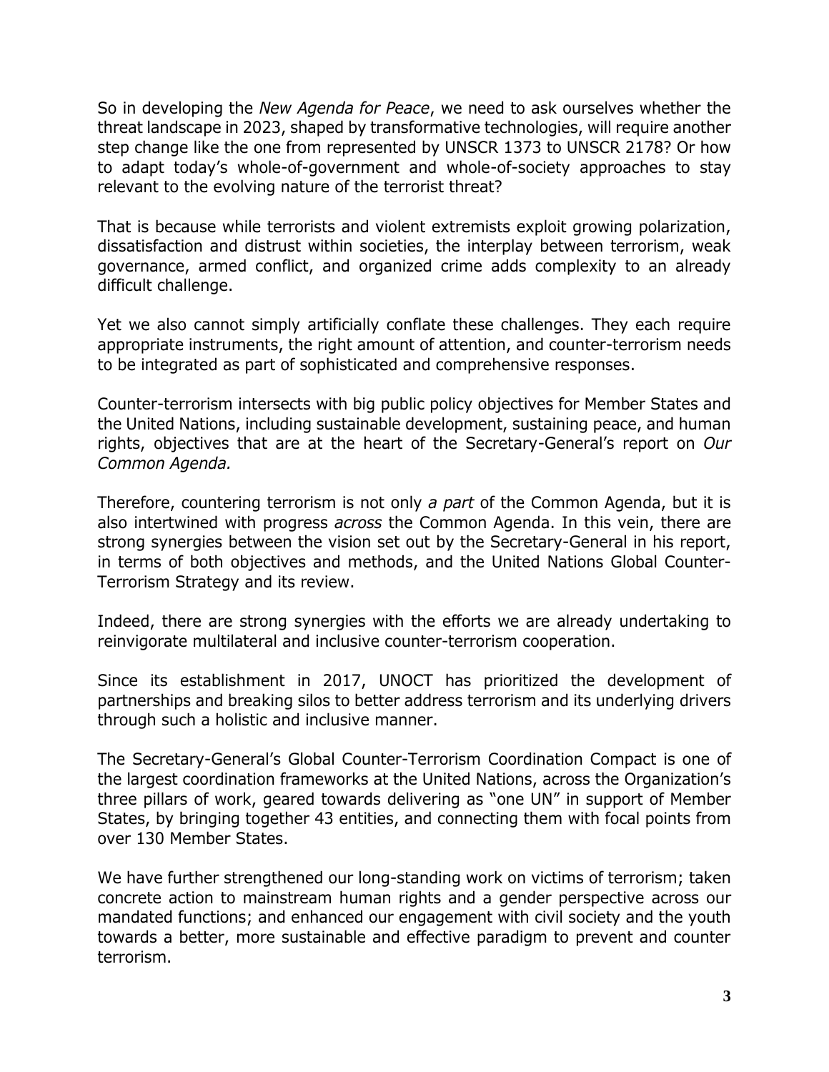So in developing the *New Agenda for Peace*, we need to ask ourselves whether the threat landscape in 2023, shaped by transformative technologies, will require another step change like the one from represented by UNSCR 1373 to UNSCR 2178? Or how to adapt today's whole-of-government and whole-of-society approaches to stay relevant to the evolving nature of the terrorist threat?

That is because while terrorists and violent extremists exploit growing polarization, dissatisfaction and distrust within societies, the interplay between terrorism, weak governance, armed conflict, and organized crime adds complexity to an already difficult challenge.

Yet we also cannot simply artificially conflate these challenges. They each require appropriate instruments, the right amount of attention, and counter-terrorism needs to be integrated as part of sophisticated and comprehensive responses.

Counter-terrorism intersects with big public policy objectives for Member States and the United Nations, including sustainable development, sustaining peace, and human rights, objectives that are at the heart of the Secretary-General's report on *Our Common Agenda.*

Therefore, countering terrorism is not only *a part* of the Common Agenda, but it is also intertwined with progress *across* the Common Agenda. In this vein, there are strong synergies between the vision set out by the Secretary-General in his report, in terms of both objectives and methods, and the United Nations Global Counter-Terrorism Strategy and its review.

Indeed, there are strong synergies with the efforts we are already undertaking to reinvigorate multilateral and inclusive counter-terrorism cooperation.

Since its establishment in 2017, UNOCT has prioritized the development of partnerships and breaking silos to better address terrorism and its underlying drivers through such a holistic and inclusive manner.

The Secretary-General's Global Counter-Terrorism Coordination Compact is one of the largest coordination frameworks at the United Nations, across the Organization's three pillars of work, geared towards delivering as "one UN" in support of Member States, by bringing together 43 entities, and connecting them with focal points from over 130 Member States.

We have further strengthened our long-standing work on victims of terrorism; taken concrete action to mainstream human rights and a gender perspective across our mandated functions; and enhanced our engagement with civil society and the youth towards a better, more sustainable and effective paradigm to prevent and counter terrorism.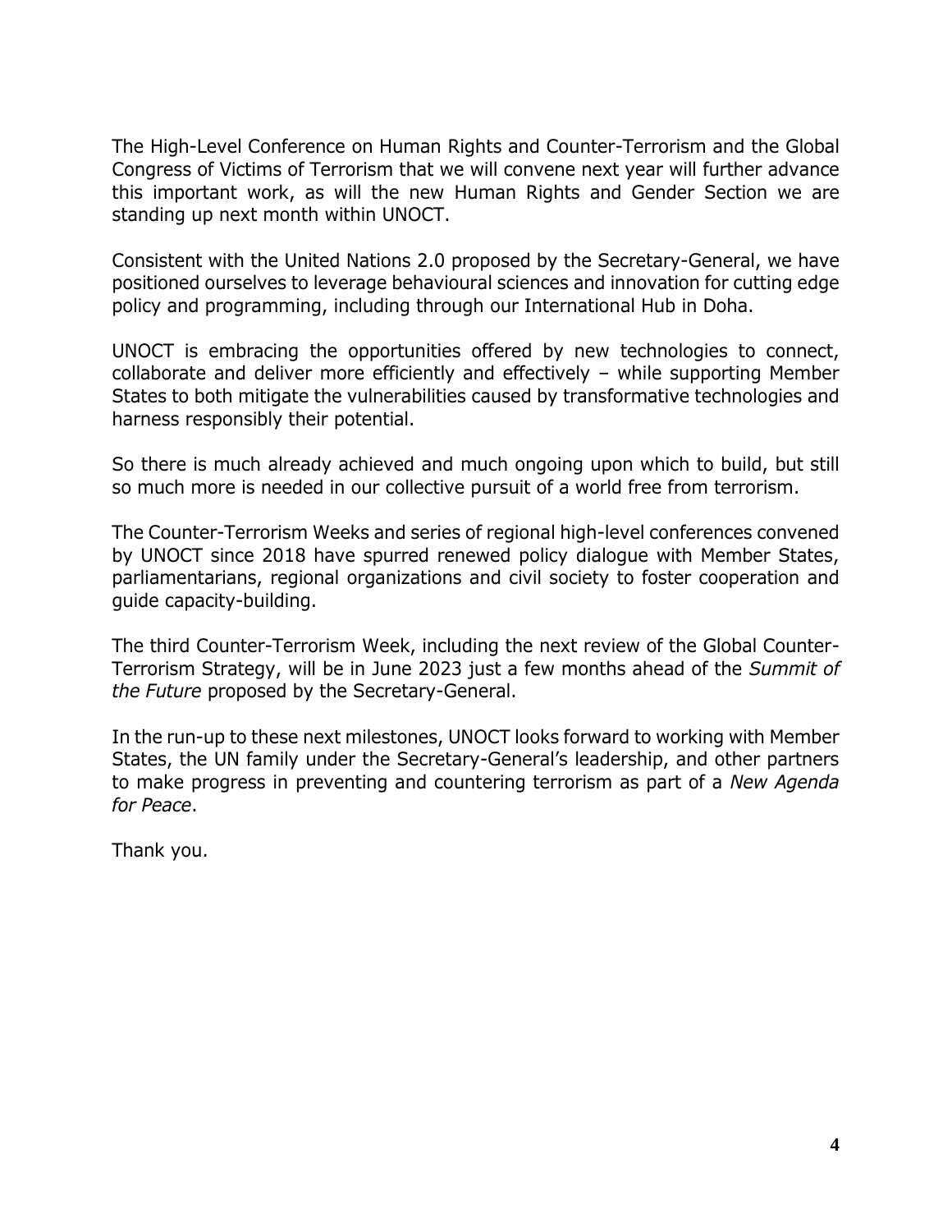The High-Level Conference on Human Rights and Counter-Terrorism and the Global Congress of Victims of Terrorism that we will convene next year will further advance this important work, as will the new Human Rights and Gender Section we are standing up next month within UNOCT.

Consistent with the United Nations 2.0 proposed by the Secretary-General, we have positioned ourselves to leverage behavioural sciences and innovation for cutting edge policy and programming, including through our International Hub in Doha.

UNOCT is embracing the opportunities offered by new technologies to connect, collaborate and deliver more efficiently and effectively – while supporting Member States to both mitigate the vulnerabilities caused by transformative technologies and harness responsibly their potential.

So there is much already achieved and much ongoing upon which to build, but still so much more is needed in our collective pursuit of a world free from terrorism.

The Counter-Terrorism Weeks and series of regional high-level conferences convened by UNOCT since 2018 have spurred renewed policy dialogue with Member States, parliamentarians, regional organizations and civil society to foster cooperation and guide capacity-building.

The third Counter-Terrorism Week, including the next review of the Global Counter-Terrorism Strategy, will be in June 2023 just a few months ahead of the *Summit of the Future* proposed by the Secretary-General.

In the run-up to these next milestones, UNOCT looks forward to working with Member States, the UN family under the Secretary-General's leadership, and other partners to make progress in preventing and countering terrorism as part of a *New Agenda for Peace*.

Thank you.